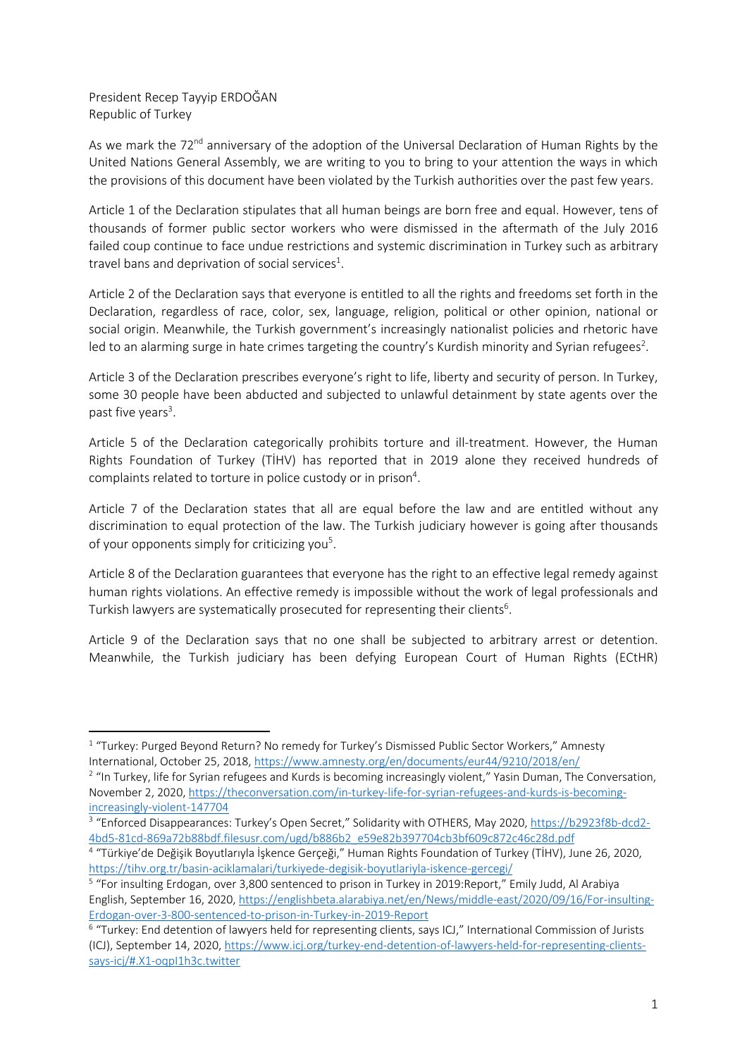President Recep Tayyip ERDOĞAN
Republic of Turkey

As we mark the 72nd anniversary of the adoption of the Universal Declaration of Human Rights by the United Nations General Assembly, we are writing to you to bring to your attention the ways in which the provisions of this document have been violated by the Turkish authorities over the past few years.

Article 1 of the Declaration stipulates that all human beings are born free and equal. However, tens of thousands of former public sector workers who were dismissed in the aftermath of the July 2016 failed coup continue to face undue restrictions and systemic discrimination in Turkey such as arbitrary travel bans and deprivation of social services[1].

Article 2 of the Declaration says that everyone is entitled to all the rights and freedoms set forth in the Declaration, regardless of race, color, sex, language, religion, political or other opinion, national or social origin. Meanwhile, the Turkish government's increasingly nationalist policies and rhetoric have led to an alarming surge in hate crimes targeting the country's Kurdish minority and Syrian refugees[2].

Article 3 of the Declaration prescribes everyone's right to life, liberty and security of person. In Turkey, some 30 people have been abducted and subjected to unlawful detainment by state agents over the past five years[3].

Article 5 of the Declaration categorically prohibits torture and ill-treatment. However, the Human Rights Foundation of Turkey (TİHV) has reported that in 2019 alone they received hundreds of complaints related to torture in police custody or in prison[4].

Article 7 of the Declaration states that all are equal before the law and are entitled without any discrimination to equal protection of the law. The Turkish judiciary however is going after thousands of your opponents simply for criticizing you[5].

Article 8 of the Declaration guarantees that everyone has the right to an effective legal remedy against human rights violations. An effective remedy is impossible without the work of legal professionals and Turkish lawyers are systematically prosecuted for representing their clients[6].

Article 9 of the Declaration says that no one shall be subjected to arbitrary arrest or detention. Meanwhile, the Turkish judiciary has been defying European Court of Human Rights (ECtHR)

---

[1] "Turkey: Purged Beyond Return? No remedy for Turkey's Dismissed Public Sector Workers," Amnesty International, October 25, 2018, https://www.amnesty.org/en/documents/eur44/9210/2018/en/

[2] "In Turkey, life for Syrian refugees and Kurds is becoming increasingly violent," Yasin Duman, The Conversation, November 2, 2020, https://theconversation.com/in-turkey-life-for-syrian-refugees-and-kurds-is-becoming-increasingly-violent-147704

[3] "Enforced Disappearances: Turkey's Open Secret," Solidarity with OTHERS, May 2020, https://b2923f8b-dcd2-4bd5-81cd-869a72b88bdf.filesusr.com/ugd/b886b2_e59e82b397704cb3bf609c872c46c28d.pdf

[4] "Türkiye'de Değişik Boyutlarıyla İşkence Gerçeği," Human Rights Foundation of Turkey (TİHV), June 26, 2020, https://tihv.org.tr/basin-aciklamalari/turkiyede-degisik-boyutlariyla-iskence-gercegi/

[5] "For insulting Erdogan, over 3,800 sentenced to prison in Turkey in 2019:Report," Emily Judd, Al Arabiya English, September 16, 2020, https://englishbeta.alarabiya.net/en/News/middle-east/2020/09/16/For-insulting-Erdogan-over-3-800-sentenced-to-prison-in-Turkey-in-2019-Report

[6] "Turkey: End detention of lawyers held for representing clients, says ICJ," International Commission of Jurists (ICJ), September 14, 2020, https://www.icj.org/turkey-end-detention-of-lawyers-held-for-representing-clients-says-icj/#.X1-oqpI1h3c.twitter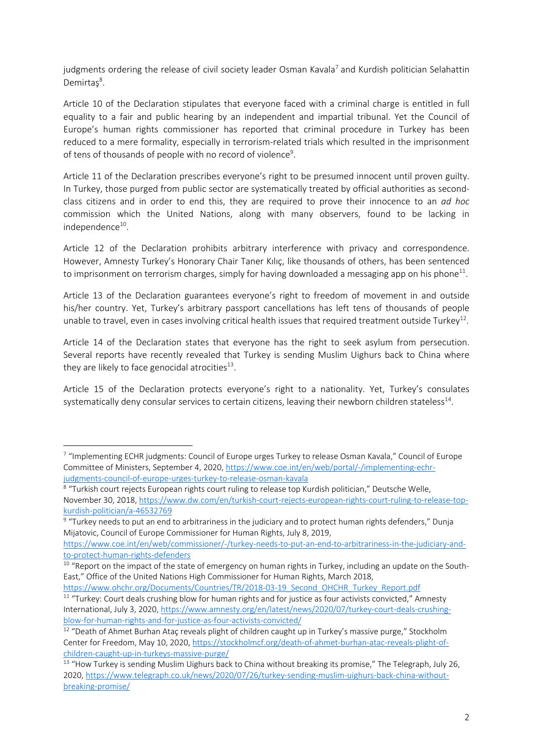judgments ordering the release of civil society leader Osman Kavala[7] and Kurdish politician Selahattin Demirtaş[8].

Article 10 of the Declaration stipulates that everyone faced with a criminal charge is entitled in full equality to a fair and public hearing by an independent and impartial tribunal. Yet the Council of Europe's human rights commissioner has reported that criminal procedure in Turkey has been reduced to a mere formality, especially in terrorism-related trials which resulted in the imprisonment of tens of thousands of people with no record of violence[9].

Article 11 of the Declaration prescribes everyone's right to be presumed innocent until proven guilty. In Turkey, those purged from public sector are systematically treated by official authorities as second-class citizens and in order to end this, they are required to prove their innocence to an *ad hoc* commission which the United Nations, along with many observers, found to be lacking in independence[10].

Article 12 of the Declaration prohibits arbitrary interference with privacy and correspondence. However, Amnesty Turkey's Honorary Chair Taner Kılıç, like thousands of others, has been sentenced to imprisonment on terrorism charges, simply for having downloaded a messaging app on his phone[11].

Article 13 of the Declaration guarantees everyone's right to freedom of movement in and outside his/her country. Yet, Turkey's arbitrary passport cancellations has left tens of thousands of people unable to travel, even in cases involving critical health issues that required treatment outside Turkey[12].

Article 14 of the Declaration states that everyone has the right to seek asylum from persecution. Several reports have recently revealed that Turkey is sending Muslim Uighurs back to China where they are likely to face genocidal atrocities[13].

Article 15 of the Declaration protects everyone's right to a nationality. Yet, Turkey's consulates systematically deny consular services to certain citizens, leaving their newborn children stateless[14].

---

[7] "Implementing ECHR judgments: Council of Europe urges Turkey to release Osman Kavala," Council of Europe Committee of Ministers, September 4, 2020, https://www.coe.int/en/web/portal/-/implementing-echr-judgments-council-of-europe-urges-turkey-to-release-osman-kavala

[8] "Turkish court rejects European rights court ruling to release top Kurdish politician," Deutsche Welle, November 30, 2018, https://www.dw.com/en/turkish-court-rejects-european-rights-court-ruling-to-release-top-kurdish-politician/a-46532769

[9] "Turkey needs to put an end to arbitrariness in the judiciary and to protect human rights defenders," Dunja Mijatovic, Council of Europe Commissioner for Human Rights, July 8, 2019, https://www.coe.int/en/web/commissioner/-/turkey-needs-to-put-an-end-to-arbitrariness-in-the-judiciary-and-to-protect-human-rights-defenders

[10] "Report on the impact of the state of emergency on human rights in Turkey, including an update on the South-East," Office of the United Nations High Commissioner for Human Rights, March 2018, https://www.ohchr.org/Documents/Countries/TR/2018-03-19_Second_OHCHR_Turkey_Report.pdf

[11] "Turkey: Court deals crushing blow for human rights and for justice as four activists convicted," Amnesty International, July 3, 2020, https://www.amnesty.org/en/latest/news/2020/07/turkey-court-deals-crushing-blow-for-human-rights-and-for-justice-as-four-activists-convicted/

[12] "Death of Ahmet Burhan Ataç reveals plight of children caught up in Turkey's massive purge," Stockholm Center for Freedom, May 10, 2020, https://stockholmcf.org/death-of-ahmet-burhan-atac-reveals-plight-of-children-caught-up-in-turkeys-massive-purge/

[13] "How Turkey is sending Muslim Uighurs back to China without breaking its promise," The Telegraph, July 26, 2020, https://www.telegraph.co.uk/news/2020/07/26/turkey-sending-muslim-uighurs-back-china-without-breaking-promise/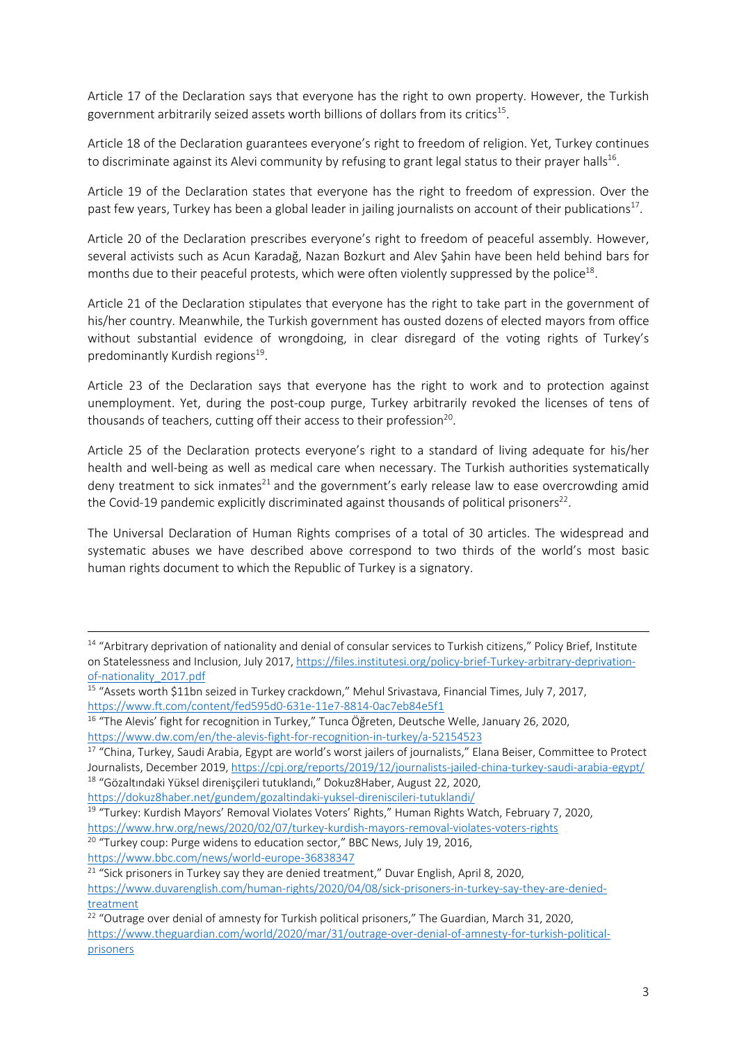Article 17 of the Declaration says that everyone has the right to own property. However, the Turkish government arbitrarily seized assets worth billions of dollars from its critics[15].

Article 18 of the Declaration guarantees everyone's right to freedom of religion. Yet, Turkey continues to discriminate against its Alevi community by refusing to grant legal status to their prayer halls[16].

Article 19 of the Declaration states that everyone has the right to freedom of expression. Over the past few years, Turkey has been a global leader in jailing journalists on account of their publications[17].

Article 20 of the Declaration prescribes everyone's right to freedom of peaceful assembly. However, several activists such as Acun Karadağ, Nazan Bozkurt and Alev Şahin have been held behind bars for months due to their peaceful protests, which were often violently suppressed by the police[18].

Article 21 of the Declaration stipulates that everyone has the right to take part in the government of his/her country. Meanwhile, the Turkish government has ousted dozens of elected mayors from office without substantial evidence of wrongdoing, in clear disregard of the voting rights of Turkey's predominantly Kurdish regions[19].

Article 23 of the Declaration says that everyone has the right to work and to protection against unemployment. Yet, during the post-coup purge, Turkey arbitrarily revoked the licenses of tens of thousands of teachers, cutting off their access to their profession[20].

Article 25 of the Declaration protects everyone's right to a standard of living adequate for his/her health and well-being as well as medical care when necessary. The Turkish authorities systematically deny treatment to sick inmates[21] and the government's early release law to ease overcrowding amid the Covid-19 pandemic explicitly discriminated against thousands of political prisoners[22].

The Universal Declaration of Human Rights comprises of a total of 30 articles. The widespread and systematic abuses we have described above correspond to two thirds of the world's most basic human rights document to which the Republic of Turkey is a signatory.

---

[14] "Arbitrary deprivation of nationality and denial of consular services to Turkish citizens," Policy Brief, Institute on Statelessness and Inclusion, July 2017, https://files.institutesi.org/policy-brief-Turkey-arbitrary-deprivation-of-nationality_2017.pdf

[15] "Assets worth $11bn seized in Turkey crackdown," Mehul Srivastava, Financial Times, July 7, 2017, https://www.ft.com/content/fed595d0-631e-11e7-8814-0ac7eb84e5f1

[16] "The Alevis' fight for recognition in Turkey," Tunca Öğreten, Deutsche Welle, January 26, 2020, https://www.dw.com/en/the-alevis-fight-for-recognition-in-turkey/a-52154523

[17] "China, Turkey, Saudi Arabia, Egypt are world's worst jailers of journalists," Elana Beiser, Committee to Protect Journalists, December 2019, https://cpj.org/reports/2019/12/journalists-jailed-china-turkey-saudi-arabia-egypt/

[18] "Gözaltındaki Yüksel direnişçileri tutuklandı," Dokuz8Haber, August 22, 2020, https://dokuz8haber.net/gundem/gozaltindaki-yuksel-direniscileri-tutuklandi/

[19] "Turkey: Kurdish Mayors' Removal Violates Voters' Rights," Human Rights Watch, February 7, 2020, https://www.hrw.org/news/2020/02/07/turkey-kurdish-mayors-removal-violates-voters-rights

[20] "Turkey coup: Purge widens to education sector," BBC News, July 19, 2016, https://www.bbc.com/news/world-europe-36838347

[21] "Sick prisoners in Turkey say they are denied treatment," Duvar English, April 8, 2020, https://www.duvarenglish.com/human-rights/2020/04/08/sick-prisoners-in-turkey-say-they-are-denied-treatment

[22] "Outrage over denial of amnesty for Turkish political prisoners," The Guardian, March 31, 2020, https://www.theguardian.com/world/2020/mar/31/outrage-over-denial-of-amnesty-for-turkish-political-prisoners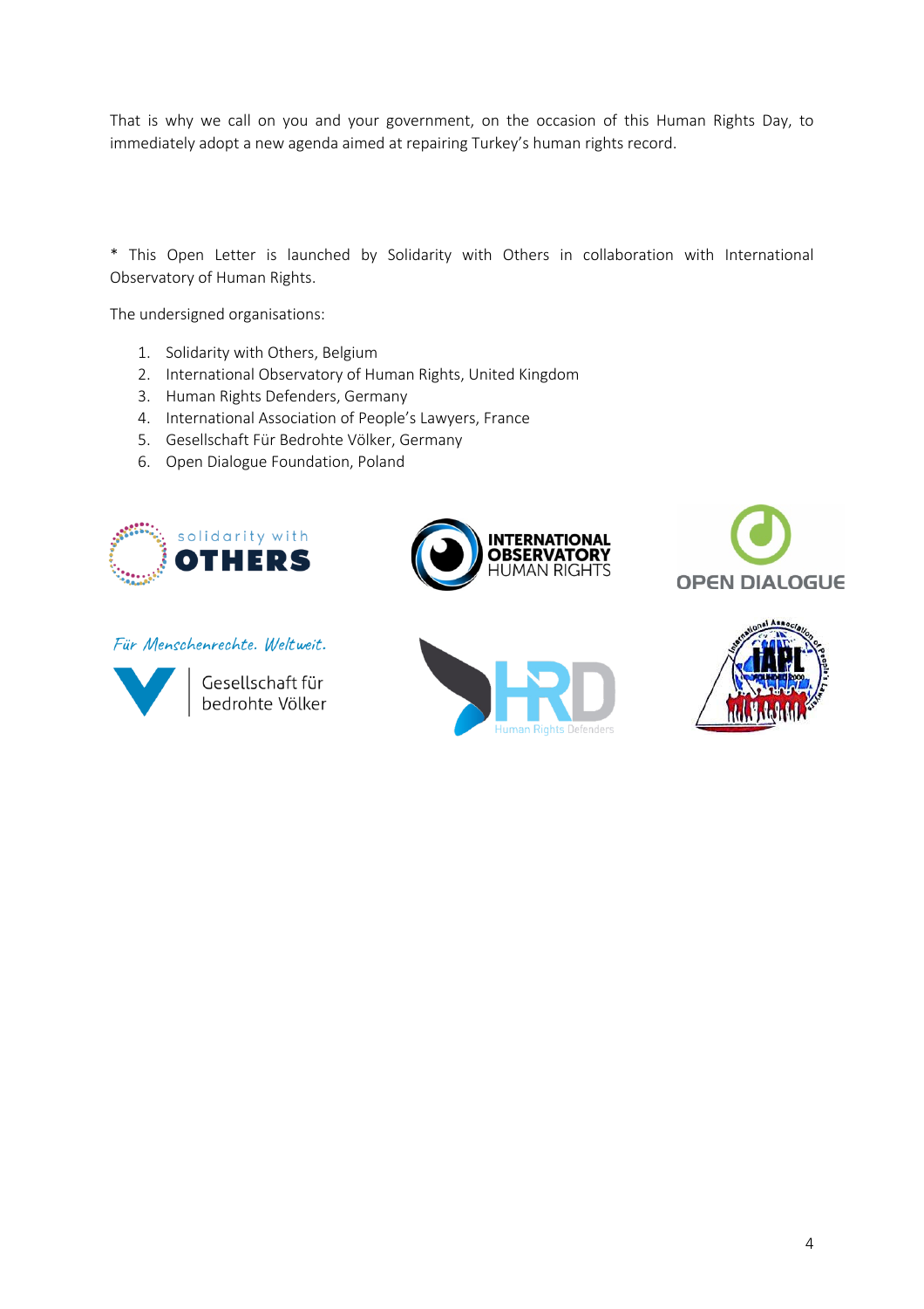That is why we call on you and your government, on the occasion of this Human Rights Day, to immediately adopt a new agenda aimed at repairing Turkey's human rights record.

* This Open Letter is launched by Solidarity with Others in collaboration with International Observatory of Human Rights.

The undersigned organisations:

1. Solidarity with Others, Belgium
2. International Observatory of Human Rights, United Kingdom
3. Human Rights Defenders, Germany
4. International Association of People's Lawyers, France
5. Gesellschaft Für Bedrohte Völker, Germany
6. Open Dialogue Foundation, Poland